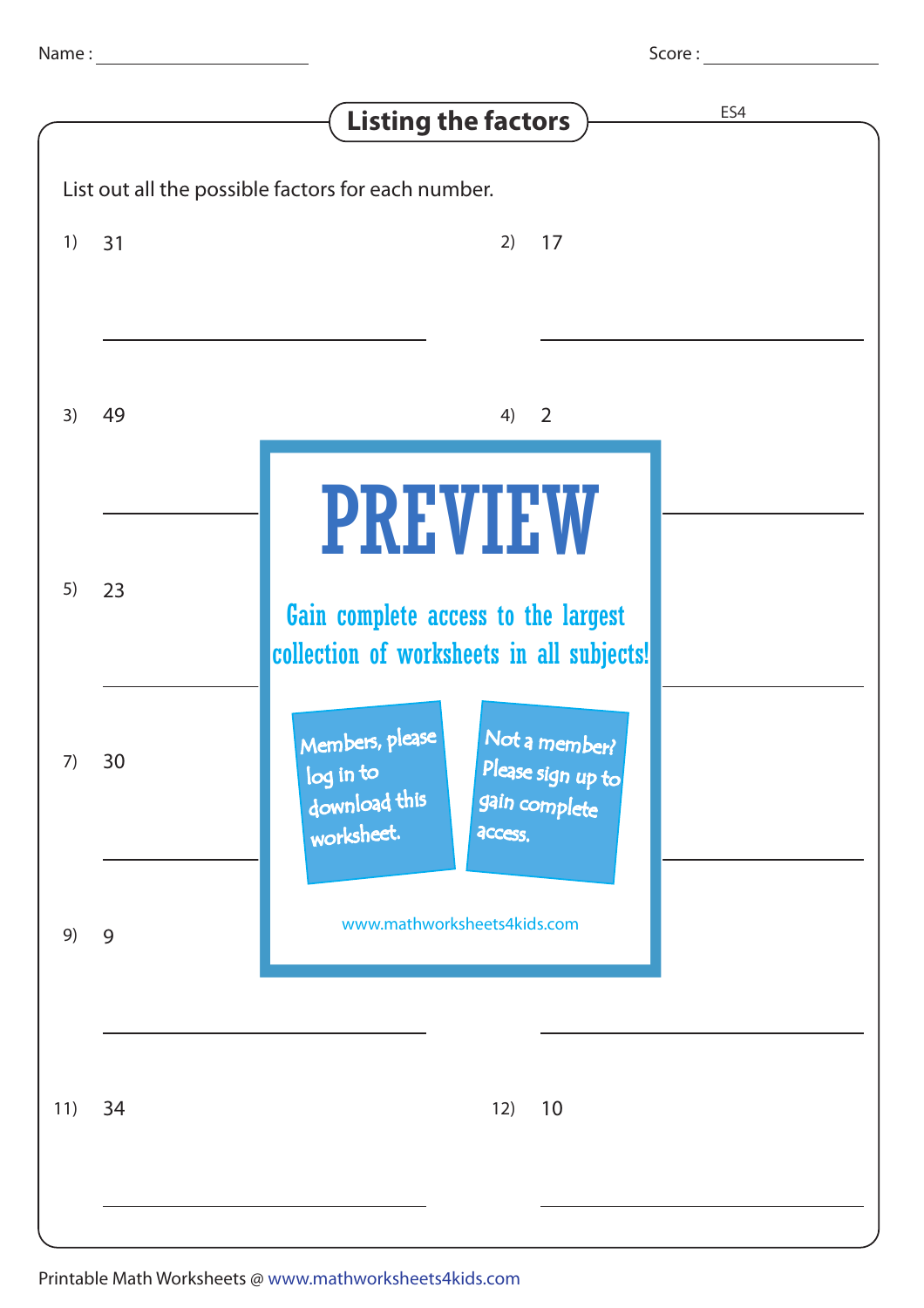Name : ____________________ Score : ____________________

## Listing the factors

ES4

List out all the possible factors for each number.

1) 31

______________________

2) 17

______________________

3) 49

______________________

4) 2

______________________

5) 23

______________________

7) 30

______________________

9) 9

______________________

**PREVIEW**

Gain complete access to the largest collection of worksheets in all subjects!

Members, please log in to download this worksheet.

Not a member? Please sign up to gain complete access.

www.mathworksheets4kids.com

11) 34

______________________

12) 10

______________________

Printable Math Worksheets @ www.mathworksheets4kids.com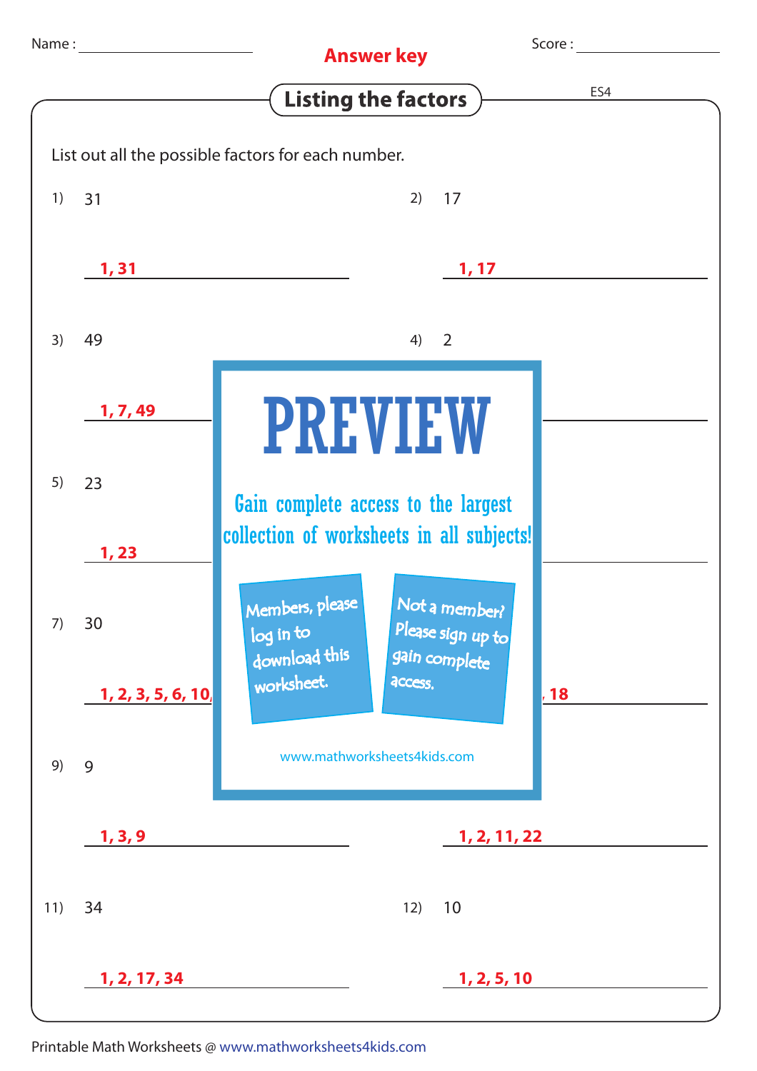Name : ____________________ **Answer key** Score : ____________

## Listing the factors

ES4

List out all the possible factors for each number.

1) 31

**1, 31**

2) 17

**1, 17**

3) 49

**1, 7, 49**

4) 2

5) 23

**1, 23**

7) 30

**1, 2, 3, 5, 6, 10,**

**, 18**

PREVIEW

Gain complete access to the largest collection of worksheets in all subjects!

Members, please log in to download this worksheet.

Not a member? Please sign up to gain complete access.

www.mathworksheets4kids.com

9) 9

**1, 3, 9**

**1, 2, 11, 22**

11) 34

**1, 2, 17, 34**

12) 10

**1, 2, 5, 10**

Printable Math Worksheets @ www.mathworksheets4kids.com